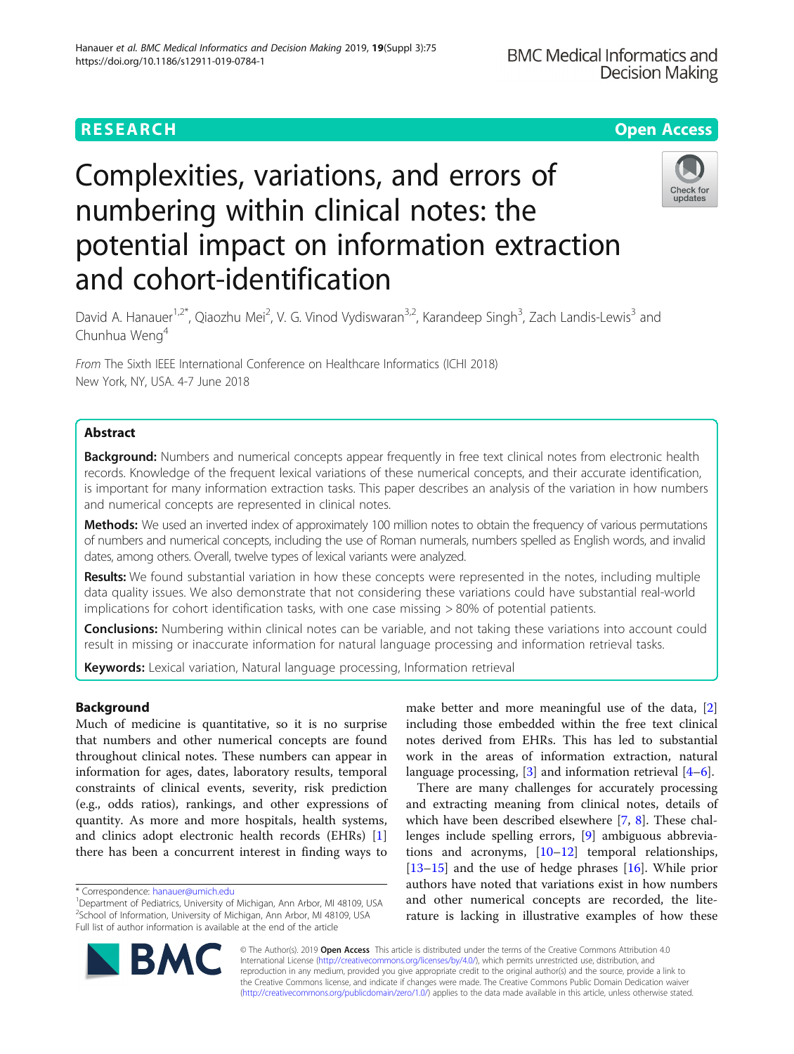RESEARCH Open Access

# Complexities, variations, and errors of numbering within clinical notes: the potential impact on information extraction and cohort-identification

David A. Hanauer[1,2*], Qiaozhu Mei[2], V. G. Vinod Vydiswaran[3,2], Karandeep Singh[3], Zach Landis-Lewis[3] and Chunhua Weng[4]

*From* The Sixth IEEE International Conference on Healthcare Informatics (ICHI 2018) New York, NY, USA. 4-7 June 2018

## Abstract

**Background:** Numbers and numerical concepts appear frequently in free text clinical notes from electronic health records. Knowledge of the frequent lexical variations of these numerical concepts, and their accurate identification, is important for many information extraction tasks. This paper describes an analysis of the variation in how numbers and numerical concepts are represented in clinical notes.

**Methods:** We used an inverted index of approximately 100 million notes to obtain the frequency of various permutations of numbers and numerical concepts, including the use of Roman numerals, numbers spelled as English words, and invalid dates, among others. Overall, twelve types of lexical variants were analyzed.

**Results:** We found substantial variation in how these concepts were represented in the notes, including multiple data quality issues. We also demonstrate that not considering these variations could have substantial real-world implications for cohort identification tasks, with one case missing > 80% of potential patients.

**Conclusions:** Numbering within clinical notes can be variable, and not taking these variations into account could result in missing or inaccurate information for natural language processing and information retrieval tasks.

**Keywords:** Lexical variation, Natural language processing, Information retrieval

## Background

Much of medicine is quantitative, so it is no surprise that numbers and other numerical concepts are found throughout clinical notes. These numbers can appear in information for ages, dates, laboratory results, temporal constraints of clinical events, severity, risk prediction (e.g., odds ratios), rankings, and other expressions of quantity. As more and more hospitals, health systems, and clinics adopt electronic health records (EHRs) [1] there has been a concurrent interest in finding ways to make better and more meaningful use of the data, [2] including those embedded within the free text clinical notes derived from EHRs. This has led to substantial work in the areas of information extraction, natural language processing, [3] and information retrieval [4–6].

There are many challenges for accurately processing and extracting meaning from clinical notes, details of which have been described elsewhere [7, 8]. These challenges include spelling errors, [9] ambiguous abbreviations and acronyms, [10–12] temporal relationships, [13–15] and the use of hedge phrases [16]. While prior authors have noted that variations exist in how numbers and other numerical concepts are recorded, the literature is lacking in illustrative examples of how these

\* Correspondence: hanauer@umich.edu
[1]Department of Pediatrics, University of Michigan, Ann Arbor, MI 48109, USA
[2]School of Information, University of Michigan, Ann Arbor, MI 48109, USA
Full list of author information is available at the end of the article

© The Author(s). 2019 **Open Access** This article is distributed under the terms of the Creative Commons Attribution 4.0 International License (http://creativecommons.org/licenses/by/4.0/), which permits unrestricted use, distribution, and reproduction in any medium, provided you give appropriate credit to the original author(s) and the source, provide a link to the Creative Commons license, and indicate if changes were made. The Creative Commons Public Domain Dedication waiver (http://creativecommons.org/publicdomain/zero/1.0/) applies to the data made available in this article, unless otherwise stated.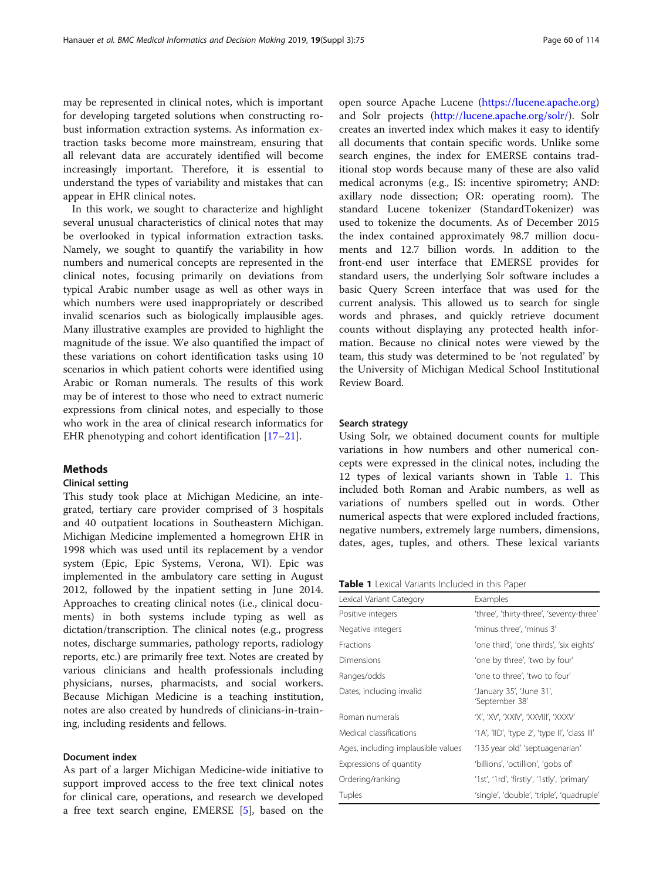may be represented in clinical notes, which is important for developing targeted solutions when constructing robust information extraction systems. As information extraction tasks become more mainstream, ensuring that all relevant data are accurately identified will become increasingly important. Therefore, it is essential to understand the types of variability and mistakes that can appear in EHR clinical notes.

In this work, we sought to characterize and highlight several unusual characteristics of clinical notes that may be overlooked in typical information extraction tasks. Namely, we sought to quantify the variability in how numbers and numerical concepts are represented in the clinical notes, focusing primarily on deviations from typical Arabic number usage as well as other ways in which numbers were used inappropriately or described invalid scenarios such as biologically implausible ages. Many illustrative examples are provided to highlight the magnitude of the issue. We also quantified the impact of these variations on cohort identification tasks using 10 scenarios in which patient cohorts were identified using Arabic or Roman numerals. The results of this work may be of interest to those who need to extract numeric expressions from clinical notes, and especially to those who work in the area of clinical research informatics for EHR phenotyping and cohort identification [17–21].

## Methods

### Clinical setting

This study took place at Michigan Medicine, an integrated, tertiary care provider comprised of 3 hospitals and 40 outpatient locations in Southeastern Michigan. Michigan Medicine implemented a homegrown EHR in 1998 which was used until its replacement by a vendor system (Epic, Epic Systems, Verona, WI). Epic was implemented in the ambulatory care setting in August 2012, followed by the inpatient setting in June 2014. Approaches to creating clinical notes (i.e., clinical documents) in both systems include typing as well as dictation/transcription. The clinical notes (e.g., progress notes, discharge summaries, pathology reports, radiology reports, etc.) are primarily free text. Notes are created by various clinicians and health professionals including physicians, nurses, pharmacists, and social workers. Because Michigan Medicine is a teaching institution, notes are also created by hundreds of clinicians-in-training, including residents and fellows.

### Document index

As part of a larger Michigan Medicine-wide initiative to support improved access to the free text clinical notes for clinical care, operations, and research we developed a free text search engine, EMERSE [5], based on the open source Apache Lucene (https://lucene.apache.org) and Solr projects (http://lucene.apache.org/solr/). Solr creates an inverted index which makes it easy to identify all documents that contain specific words. Unlike some search engines, the index for EMERSE contains traditional stop words because many of these are also valid medical acronyms (e.g., IS: incentive spirometry; AND: axillary node dissection; OR: operating room). The standard Lucene tokenizer (StandardTokenizer) was used to tokenize the documents. As of December 2015 the index contained approximately 98.7 million documents and 12.7 billion words. In addition to the front-end user interface that EMERSE provides for standard users, the underlying Solr software includes a basic Query Screen interface that was used for the current analysis. This allowed us to search for single words and phrases, and quickly retrieve document counts without displaying any protected health information. Because no clinical notes were viewed by the team, this study was determined to be 'not regulated' by the University of Michigan Medical School Institutional Review Board.

### Search strategy

Using Solr, we obtained document counts for multiple variations in how numbers and other numerical concepts were expressed in the clinical notes, including the 12 types of lexical variants shown in Table 1. This included both Roman and Arabic numbers, as well as variations of numbers spelled out in words. Other numerical aspects that were explored included fractions, negative numbers, extremely large numbers, dimensions, dates, ages, tuples, and others. These lexical variants

**Table 1** Lexical Variants Included in this Paper

| Lexical Variant Category | Examples |
| --- | --- |
| Positive integers | 'three', 'thirty-three', 'seventy-three' |
| Negative integers | 'minus three', 'minus 3' |
| Fractions | 'one third', 'one thirds', 'six eights' |
| Dimensions | 'one by three', 'two by four' |
| Ranges/odds | 'one to three', 'two to four' |
| Dates, including invalid | 'January 35', 'June 31', 'September 38' |
| Roman numerals | 'X', 'XV', 'XXIV', 'XXVIII', 'XXXV' |
| Medical classifications | '1A', 'IID', 'type 2', 'type II', 'class III' |
| Ages, including implausible values | '135 year old' 'septuagenarian' |
| Expressions of quantity | 'billions', 'octillion', 'gobs of' |
| Ordering/ranking | '1st', '1rd', 'firstly', '1stly', 'primary' |
| Tuples | 'single', 'double', 'triple', 'quadruple' |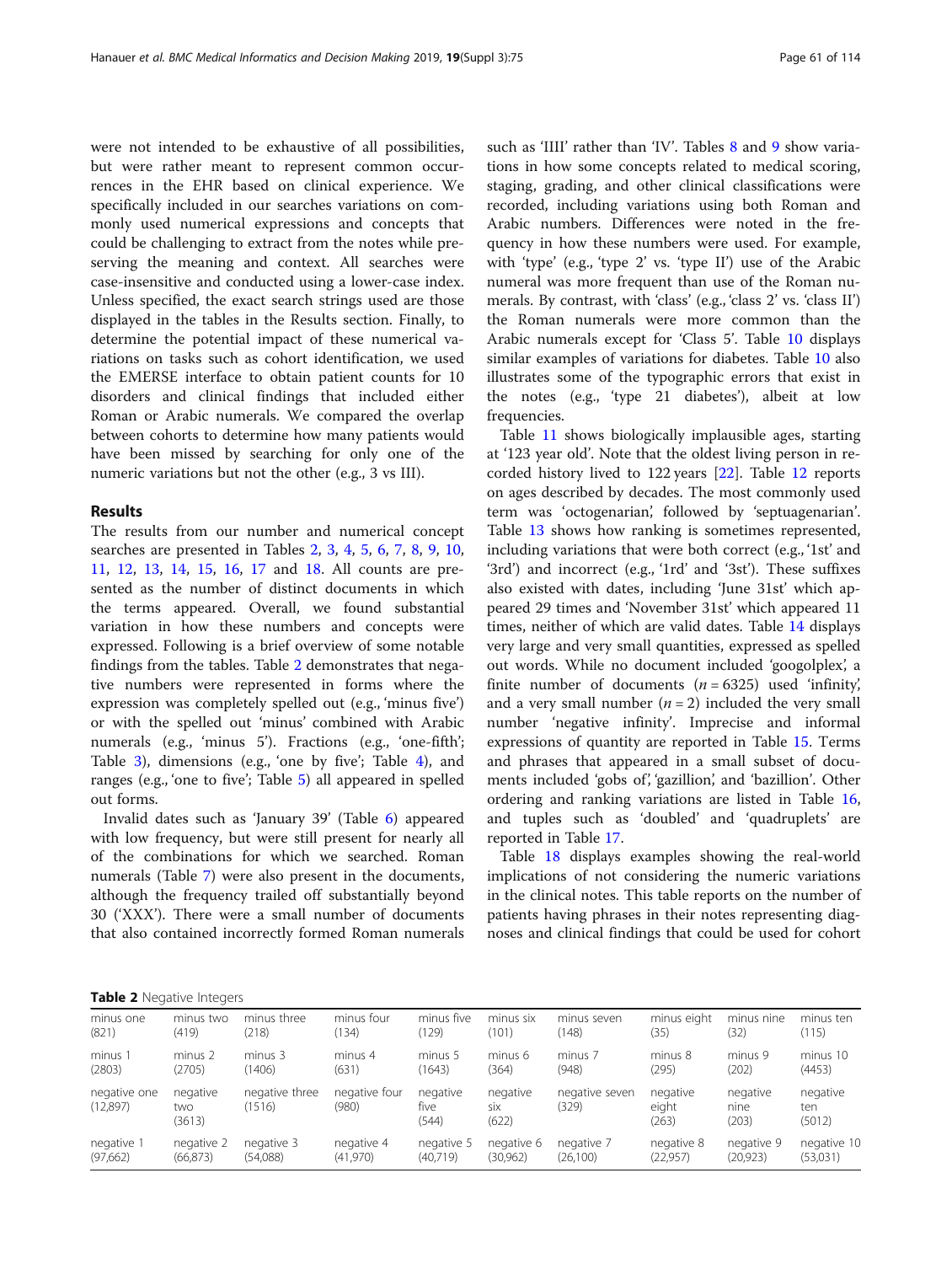were not intended to be exhaustive of all possibilities, but were rather meant to represent common occurrences in the EHR based on clinical experience. We specifically included in our searches variations on commonly used numerical expressions and concepts that could be challenging to extract from the notes while preserving the meaning and context. All searches were case-insensitive and conducted using a lower-case index. Unless specified, the exact search strings used are those displayed in the tables in the Results section. Finally, to determine the potential impact of these numerical variations on tasks such as cohort identification, we used the EMERSE interface to obtain patient counts for 10 disorders and clinical findings that included either Roman or Arabic numerals. We compared the overlap between cohorts to determine how many patients would have been missed by searching for only one of the numeric variations but not the other (e.g., 3 vs III).

## Results

The results from our number and numerical concept searches are presented in Tables 2, 3, 4, 5, 6, 7, 8, 9, 10, 11, 12, 13, 14, 15, 16, 17 and 18. All counts are presented as the number of distinct documents in which the terms appeared. Overall, we found substantial variation in how these numbers and concepts were expressed. Following is a brief overview of some notable findings from the tables. Table 2 demonstrates that negative numbers were represented in forms where the expression was completely spelled out (e.g., 'minus five') or with the spelled out 'minus' combined with Arabic numerals (e.g., 'minus 5'). Fractions (e.g., 'one-fifth'; Table 3), dimensions (e.g., 'one by five'; Table 4), and ranges (e.g., 'one to five'; Table 5) all appeared in spelled out forms.

Invalid dates such as 'January 39' (Table 6) appeared with low frequency, but were still present for nearly all of the combinations for which we searched. Roman numerals (Table 7) were also present in the documents, although the frequency trailed off substantially beyond 30 ('XXX'). There were a small number of documents that also contained incorrectly formed Roman numerals such as 'IIII' rather than 'IV'. Tables 8 and 9 show variations in how some concepts related to medical scoring, staging, grading, and other clinical classifications were recorded, including variations using both Roman and Arabic numbers. Differences were noted in the frequency in how these numbers were used. For example, with 'type' (e.g., 'type 2' vs. 'type II') use of the Arabic numeral was more frequent than use of the Roman numerals. By contrast, with 'class' (e.g., 'class 2' vs. 'class II') the Roman numerals were more common than the Arabic numerals except for 'Class 5'. Table 10 displays similar examples of variations for diabetes. Table 10 also illustrates some of the typographic errors that exist in the notes (e.g., 'type 21 diabetes'), albeit at low frequencies.

Table 11 shows biologically implausible ages, starting at '123 year old'. Note that the oldest living person in recorded history lived to 122 years [22]. Table 12 reports on ages described by decades. The most commonly used term was 'octogenarian', followed by 'septuagenarian'. Table 13 shows how ranking is sometimes represented, including variations that were both correct (e.g., '1st' and '3rd') and incorrect (e.g., '1rd' and '3st'). These suffixes also existed with dates, including 'June 31st' which appeared 29 times and 'November 31st' which appeared 11 times, neither of which are valid dates. Table 14 displays very large and very small quantities, expressed as spelled out words. While no document included 'googolplex', a finite number of documents ($n = 6325$) used 'infinity', and a very small number ($n = 2$) included the very small number 'negative infinity'. Imprecise and informal expressions of quantity are reported in Table 15. Terms and phrases that appeared in a small subset of documents included 'gobs of', 'gazillion', and 'bazillion'. Other ordering and ranking variations are listed in Table 16, and tuples such as 'doubled' and 'quadruplets' are reported in Table 17.

Table 18 displays examples showing the real-world implications of not considering the numeric variations in the clinical notes. This table reports on the number of patients having phrases in their notes representing diagnoses and clinical findings that could be used for cohort

**Table 2** Negative Integers

| | | | | | | | | | |
|---|---|---|---|---|---|---|---|---|---|
| minus one (821) | minus two (419) | minus three (218) | minus four (134) | minus five (129) | minus six (101) | minus seven (148) | minus eight (35) | minus nine (32) | minus ten (115) |
| minus 1 (2803) | minus 2 (2705) | minus 3 (1406) | minus 4 (631) | minus 5 (1643) | minus 6 (364) | minus 7 (948) | minus 8 (295) | minus 9 (202) | minus 10 (4453) |
| negative one (12,897) | negative two (3613) | negative three (1516) | negative four (980) | negative five (544) | negative six (622) | negative seven (329) | negative eight (263) | negative nine (203) | negative ten (5012) |
| negative 1 (97,662) | negative 2 (66,873) | negative 3 (54,088) | negative 4 (41,970) | negative 5 (40,719) | negative 6 (30,962) | negative 7 (26,100) | negative 8 (22,957) | negative 9 (20,923) | negative 10 (53,031) |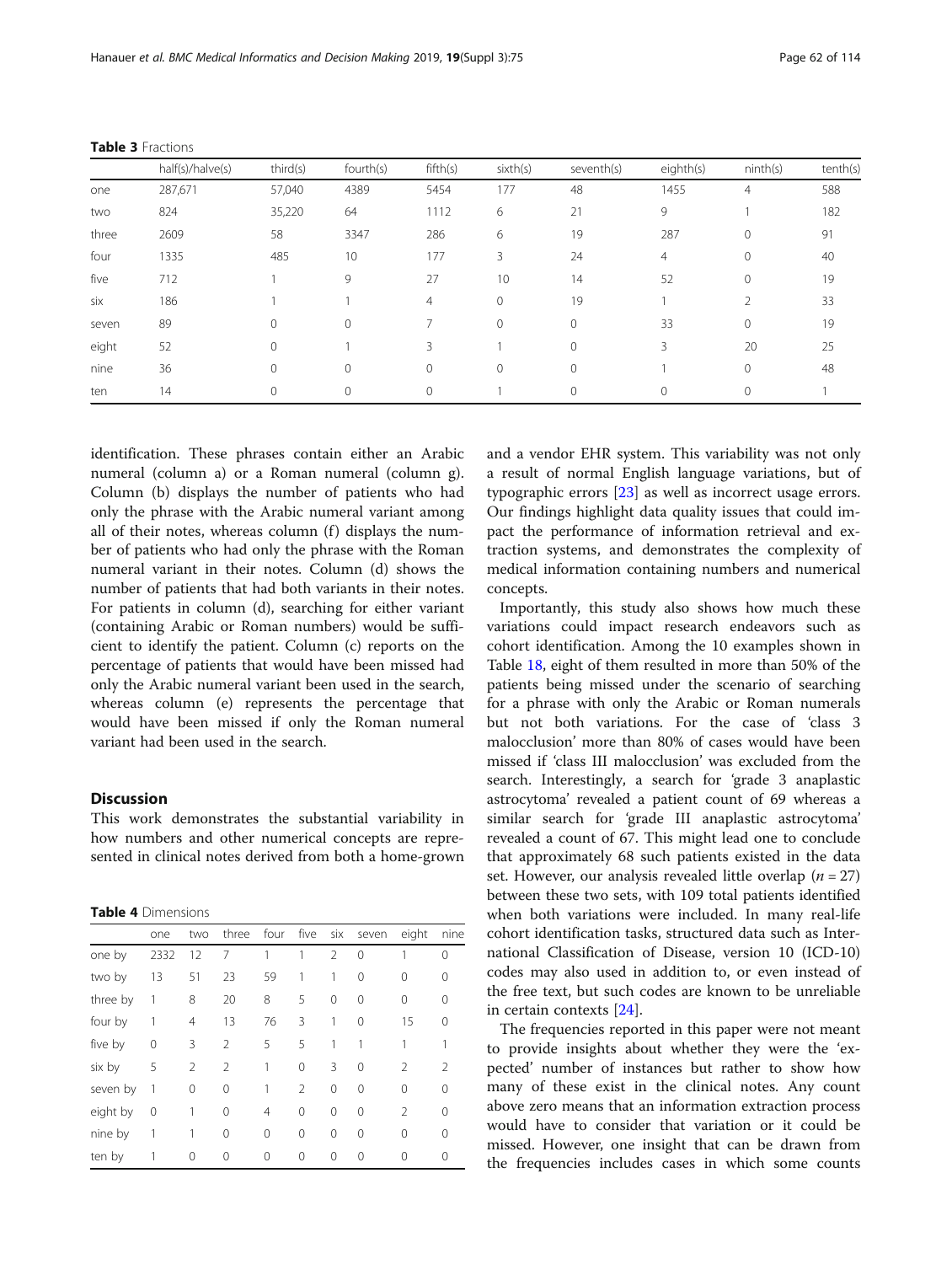**Table 3** Fractions

| | half(s)/halve(s) | third(s) | fourth(s) | fifth(s) | sixth(s) | seventh(s) | eighth(s) | ninth(s) | tenth(s) |
|---|---|---|---|---|---|---|---|---|---|
| one | 287,671 | 57,040 | 4389 | 5454 | 177 | 48 | 1455 | 4 | 588 |
| two | 824 | 35,220 | 64 | 1112 | 6 | 21 | 9 | 1 | 182 |
| three | 2609 | 58 | 3347 | 286 | 6 | 19 | 287 | 0 | 91 |
| four | 1335 | 485 | 10 | 177 | 3 | 24 | 4 | 0 | 40 |
| five | 712 | 1 | 9 | 27 | 10 | 14 | 52 | 0 | 19 |
| six | 186 | 1 | 1 | 4 | 0 | 19 | 1 | 2 | 33 |
| seven | 89 | 0 | 0 | 7 | 0 | 0 | 33 | 0 | 19 |
| eight | 52 | 0 | 1 | 3 | 1 | 0 | 3 | 20 | 25 |
| nine | 36 | 0 | 0 | 0 | 0 | 0 | 1 | 0 | 48 |
| ten | 14 | 0 | 0 | 0 | 1 | 0 | 0 | 0 | 1 |

identification. These phrases contain either an Arabic numeral (column a) or a Roman numeral (column g). Column (b) displays the number of patients who had only the phrase with the Arabic numeral variant among all of their notes, whereas column (f) displays the number of patients who had only the phrase with the Roman numeral variant in their notes. Column (d) shows the number of patients that had both variants in their notes. For patients in column (d), searching for either variant (containing Arabic or Roman numbers) would be sufficient to identify the patient. Column (c) reports on the percentage of patients that would have been missed had only the Arabic numeral variant been used in the search, whereas column (e) represents the percentage that would have been missed if only the Roman numeral variant had been used in the search.

## Discussion

This work demonstrates the substantial variability in how numbers and other numerical concepts are represented in clinical notes derived from both a home-grown and a vendor EHR system. This variability was not only a result of normal English language variations, but of typographic errors [23] as well as incorrect usage errors. Our findings highlight data quality issues that could impact the performance of information retrieval and extraction systems, and demonstrates the complexity of medical information containing numbers and numerical concepts.

**Table 4** Dimensions

| | one | two | three | four | five | six | seven | eight | nine |
|---|---|---|---|---|---|---|---|---|---|
| one by | 2332 | 12 | 7 | 1 | 1 | 2 | 0 | 1 | 0 |
| two by | 13 | 51 | 23 | 59 | 1 | 1 | 0 | 0 | 0 |
| three by | 1 | 8 | 20 | 8 | 5 | 0 | 0 | 0 | 0 |
| four by | 1 | 4 | 13 | 76 | 3 | 1 | 0 | 15 | 0 |
| five by | 0 | 3 | 2 | 5 | 5 | 1 | 1 | 1 | 1 |
| six by | 5 | 2 | 2 | 1 | 0 | 3 | 0 | 2 | 2 |
| seven by | 1 | 0 | 0 | 1 | 2 | 0 | 0 | 0 | 0 |
| eight by | 0 | 1 | 0 | 4 | 0 | 0 | 0 | 2 | 0 |
| nine by | 1 | 1 | 0 | 0 | 0 | 0 | 0 | 0 | 0 |
| ten by | 1 | 0 | 0 | 0 | 0 | 0 | 0 | 0 | 0 |

Importantly, this study also shows how much these variations could impact research endeavors such as cohort identification. Among the 10 examples shown in Table 18, eight of them resulted in more than 50% of the patients being missed under the scenario of searching for a phrase with only the Arabic or Roman numerals but not both variations. For the case of 'class 3 malocclusion' more than 80% of cases would have been missed if 'class III malocclusion' was excluded from the search. Interestingly, a search for 'grade 3 anaplastic astrocytoma' revealed a patient count of 69 whereas a similar search for 'grade III anaplastic astrocytoma' revealed a count of 67. This might lead one to conclude that approximately 68 such patients existed in the data set. However, our analysis revealed little overlap ($n = 27$) between these two sets, with 109 total patients identified when both variations were included. In many real-life cohort identification tasks, structured data such as International Classification of Disease, version 10 (ICD-10) codes may also used in addition to, or even instead of the free text, but such codes are known to be unreliable in certain contexts [24].

The frequencies reported in this paper were not meant to provide insights about whether they were the 'expected' number of instances but rather to show how many of these exist in the clinical notes. Any count above zero means that an information extraction process would have to consider that variation or it could be missed. However, one insight that can be drawn from the frequencies includes cases in which some counts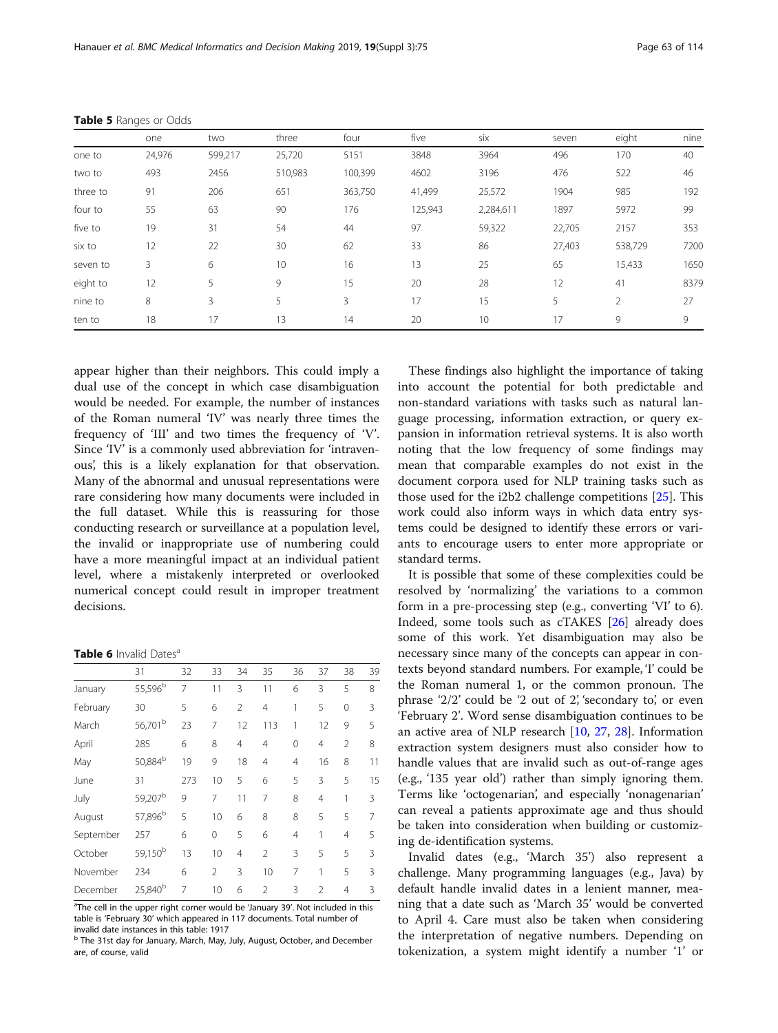**Table 5** Ranges or Odds

| | one | two | three | four | five | six | seven | eight | nine |
|---|---|---|---|---|---|---|---|---|---|
| one to | 24,976 | 599,217 | 25,720 | 5151 | 3848 | 3964 | 496 | 170 | 40 |
| two to | 493 | 2456 | 510,983 | 100,399 | 4602 | 3196 | 476 | 522 | 46 |
| three to | 91 | 206 | 651 | 363,750 | 41,499 | 25,572 | 1904 | 985 | 192 |
| four to | 55 | 63 | 90 | 176 | 125,943 | 2,284,611 | 1897 | 5972 | 99 |
| five to | 19 | 31 | 54 | 44 | 97 | 59,322 | 22,705 | 2157 | 353 |
| six to | 12 | 22 | 30 | 62 | 33 | 86 | 27,403 | 538,729 | 7200 |
| seven to | 3 | 6 | 10 | 16 | 13 | 25 | 65 | 15,433 | 1650 |
| eight to | 12 | 5 | 9 | 15 | 20 | 28 | 12 | 41 | 8379 |
| nine to | 8 | 3 | 5 | 3 | 17 | 15 | 5 | 2 | 27 |
| ten to | 18 | 17 | 13 | 14 | 20 | 10 | 17 | 9 | 9 |

appear higher than their neighbors. This could imply a dual use of the concept in which case disambiguation would be needed. For example, the number of instances of the Roman numeral 'IV' was nearly three times the frequency of 'III' and two times the frequency of 'V'. Since 'IV' is a commonly used abbreviation for 'intravenous', this is a likely explanation for that observation. Many of the abnormal and unusual representations were rare considering how many documents were included in the full dataset. While this is reassuring for those conducting research or surveillance at a population level, the invalid or inappropriate use of numbering could have a more meaningful impact at an individual patient level, where a mistakenly interpreted or overlooked numerical concept could result in improper treatment decisions.

**Table 6** Invalid Dates[a]

| | 31 | 32 | 33 | 34 | 35 | 36 | 37 | 38 | 39 |
|---|---|---|---|---|---|---|---|---|---|
| January | 55,596[b] | 7 | 11 | 3 | 11 | 6 | 3 | 5 | 8 |
| February | 30 | 5 | 6 | 2 | 4 | 1 | 5 | 0 | 3 |
| March | 56,701[b] | 23 | 7 | 12 | 113 | 1 | 12 | 9 | 5 |
| April | 285 | 6 | 8 | 4 | 4 | 0 | 4 | 2 | 8 |
| May | 50,884[b] | 19 | 9 | 18 | 4 | 4 | 16 | 8 | 11 |
| June | 31 | 273 | 10 | 5 | 6 | 5 | 3 | 5 | 15 |
| July | 59,207[b] | 9 | 7 | 11 | 7 | 8 | 4 | 1 | 3 |
| August | 57,896[b] | 5 | 10 | 6 | 8 | 8 | 5 | 5 | 7 |
| September | 257 | 6 | 0 | 5 | 6 | 4 | 1 | 4 | 5 |
| October | 59,150[b] | 13 | 10 | 4 | 2 | 3 | 5 | 5 | 3 |
| November | 234 | 6 | 2 | 3 | 10 | 7 | 1 | 5 | 3 |
| December | 25,840[b] | 7 | 10 | 6 | 2 | 3 | 2 | 4 | 3 |

[a] The cell in the upper right corner would be 'January 39'. Not included in this table is 'February 30' which appeared in 117 documents. Total number of invalid date instances in this table: 1917

[b] The 31st day for January, March, May, July, August, October, and December are, of course, valid

These findings also highlight the importance of taking into account the potential for both predictable and non-standard variations with tasks such as natural language processing, information extraction, or query expansion in information retrieval systems. It is also worth noting that the low frequency of some findings may mean that comparable examples do not exist in the document corpora used for NLP training tasks such as those used for the i2b2 challenge competitions [25]. This work could also inform ways in which data entry systems could be designed to identify these errors or variants to encourage users to enter more appropriate or standard terms.

It is possible that some of these complexities could be resolved by 'normalizing' the variations to a common form in a pre-processing step (e.g., converting 'VI' to 6). Indeed, some tools such as cTAKES [26] already does some of this work. Yet disambiguation may also be necessary since many of the concepts can appear in contexts beyond standard numbers. For example, 'I' could be the Roman numeral 1, or the common pronoun. The phrase '2/2' could be '2 out of 2', 'secondary to', or even 'February 2'. Word sense disambiguation continues to be an active area of NLP research [10, 27, 28]. Information extraction system designers must also consider how to handle values that are invalid such as out-of-range ages (e.g., '135 year old') rather than simply ignoring them. Terms like 'octogenarian', and especially 'nonagenarian' can reveal a patients approximate age and thus should be taken into consideration when building or customizing de-identification systems.

Invalid dates (e.g., 'March 35') also represent a challenge. Many programming languages (e.g., Java) by default handle invalid dates in a lenient manner, meaning that a date such as 'March 35' would be converted to April 4. Care must also be taken when considering the interpretation of negative numbers. Depending on tokenization, a system might identify a number '1' or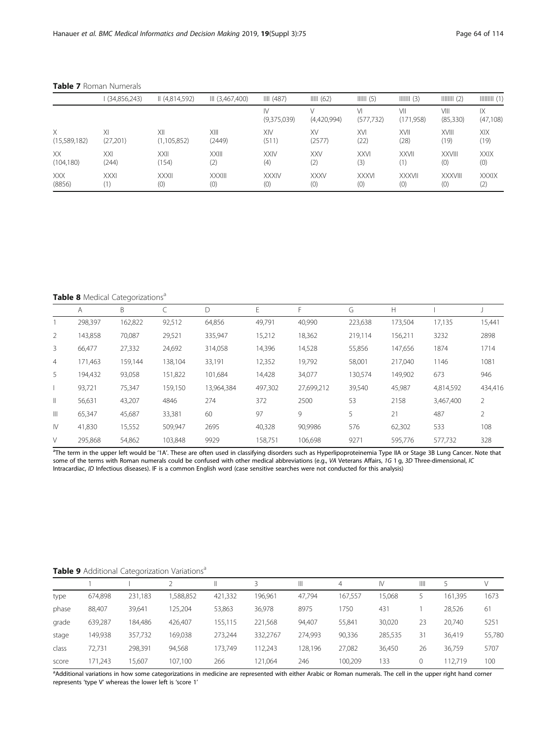**Table 7** Roman Numerals

| | I (34,856,243) | II (4,814,592) | III (3,467,400) | IIII (487) | IIIII (62) | IIIIII (5) | IIIIIII (3) | IIIIIIII (2) | IIIIIIIII (1) |
|---|---|---|---|---|---|---|---|---|---|
| | | | | IV (9,375,039) | V (4,420,994) | VI (577,732) | VII (171,958) | VIII (85,330) | IX (47,108) |
| X (15,589,182) | XI (27,201) | XII (1,105,852) | XIII (2449) | XIV (511) | XV (2577) | XVI (22) | XVII (28) | XVIII (19) | XIX (19) |
| XX (104,180) | XXI (244) | XXII (154) | XXIII (2) | XXIV (4) | XXV (2) | XXVI (3) | XXVII (1) | XXVIII (0) | XXIX (0) |
| XXX (8856) | XXXI (1) | XXXII (0) | XXXIII (0) | XXXIV (0) | XXXV (0) | XXXVI (0) | XXXVII (0) | XXXVIII (0) | XXXIX (2) |

**Table 8** Medical Categorizations[a]

| | A | B | C | D | E | F | G | H | I | J |
|---|---|---|---|---|---|---|---|---|---|---|
| 1 | 298,397 | 162,822 | 92,512 | 64,856 | 49,791 | 40,990 | 223,638 | 173,504 | 17,135 | 15,441 |
| 2 | 143,858 | 70,087 | 29,521 | 335,947 | 15,212 | 18,362 | 219,114 | 156,211 | 3232 | 2898 |
| 3 | 66,477 | 27,332 | 24,692 | 314,058 | 14,396 | 14,528 | 55,856 | 147,656 | 1874 | 1714 |
| 4 | 171,463 | 159,144 | 138,104 | 33,191 | 12,352 | 19,792 | 58,001 | 217,040 | 1146 | 1081 |
| 5 | 194,432 | 93,058 | 151,822 | 101,684 | 14,428 | 34,077 | 130,574 | 149,902 | 673 | 946 |
| I | 93,721 | 75,347 | 159,150 | 13,964,384 | 497,302 | 27,699,212 | 39,540 | 45,987 | 4,814,592 | 434,416 |
| II | 56,631 | 43,207 | 4846 | 274 | 372 | 2500 | 53 | 2158 | 3,467,400 | 2 |
| III | 65,347 | 45,687 | 33,381 | 60 | 97 | 9 | 5 | 21 | 487 | 2 |
| IV | 41,830 | 15,552 | 509,947 | 2695 | 40,328 | 90,9986 | 576 | 62,302 | 533 | 108 |
| V | 295,868 | 54,862 | 103,848 | 9929 | 158,751 | 106,698 | 9271 | 595,776 | 577,732 | 328 |

[a]The term in the upper left would be '1A'. These are often used in classifying disorders such as Hyperlipoproteinemia Type IIA or Stage 3B Lung Cancer. Note that some of the terms with Roman numerals could be confused with other medical abbreviations (e.g., *VA* Veterans Affairs, *1G* 1 g, *3D* Three-dimensional, *IC* Intracardiac, *ID* Infectious diseases). IF is a common English word (case sensitive searches were not conducted for this analysis)

**Table 9** Additional Categorization Variations[a]

| | 1 | I | 2 | II | 3 | III | 4 | IV | IIII | 5 | V |
|---|---|---|---|---|---|---|---|---|---|---|---|
| type | 674,898 | 231,183 | 1,588,852 | 421,332 | 196,961 | 47,794 | 167,557 | 15,068 | 5 | 161,395 | 1673 |
| phase | 88,407 | 39,641 | 125,204 | 53,863 | 36,978 | 8975 | 1750 | 431 | 1 | 28,526 | 61 |
| grade | 639,287 | 184,486 | 426,407 | 155,115 | 221,568 | 94,407 | 55,841 | 30,020 | 23 | 20,740 | 5251 |
| stage | 149,938 | 357,732 | 169,038 | 273,244 | 332,2767 | 274,993 | 90,336 | 285,535 | 31 | 36,419 | 55,780 |
| class | 72,731 | 298,391 | 94,568 | 173,749 | 112,243 | 128,196 | 27,082 | 36,450 | 26 | 36,759 | 5707 |
| score | 171,243 | 15,607 | 107,100 | 266 | 121,064 | 246 | 100,209 | 133 | 0 | 112,719 | 100 |

[a]Additional variations in how some categorizations in medicine are represented with either Arabic or Roman numerals. The cell in the upper right hand corner represents 'type V' whereas the lower left is 'score 1'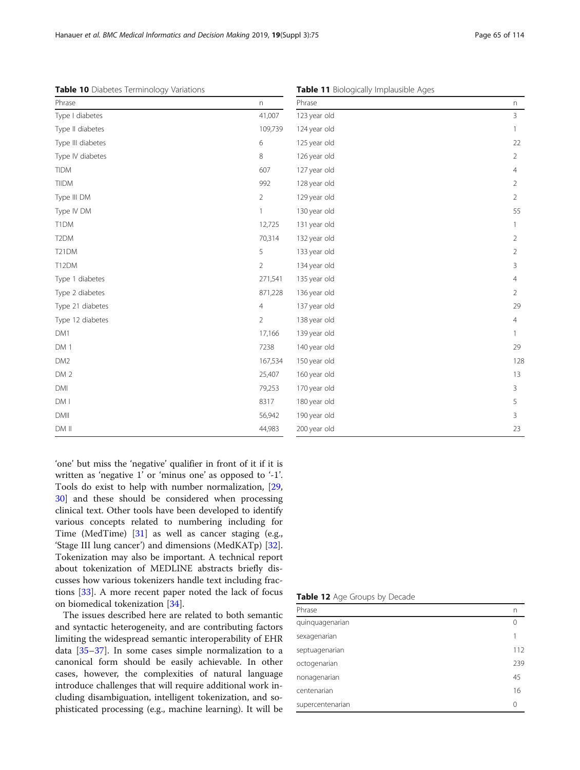**Table 10** Diabetes Terminology Variations

| Phrase | n |
|---|---|
| Type I diabetes | 41,007 |
| Type II diabetes | 109,739 |
| Type III diabetes | 6 |
| Type IV diabetes | 8 |
| TIDM | 607 |
| TIIDM | 992 |
| Type III DM | 2 |
| Type IV DM | 1 |
| T1DM | 12,725 |
| T2DM | 70,314 |
| T21DM | 5 |
| T12DM | 2 |
| Type 1 diabetes | 271,541 |
| Type 2 diabetes | 871,228 |
| Type 21 diabetes | 4 |
| Type 12 diabetes | 2 |
| DM1 | 17,166 |
| DM 1 | 7238 |
| DM2 | 167,534 |
| DM 2 | 25,407 |
| DMI | 79,253 |
| DM I | 8317 |
| DMII | 56,942 |
| DM II | 44,983 |

**Table 11** Biologically Implausible Ages

| Phrase | n |
|---|---|
| 123 year old | 3 |
| 124 year old | 1 |
| 125 year old | 22 |
| 126 year old | 2 |
| 127 year old | 4 |
| 128 year old | 2 |
| 129 year old | 2 |
| 130 year old | 55 |
| 131 year old | 1 |
| 132 year old | 2 |
| 133 year old | 2 |
| 134 year old | 3 |
| 135 year old | 4 |
| 136 year old | 2 |
| 137 year old | 29 |
| 138 year old | 4 |
| 139 year old | 1 |
| 140 year old | 29 |
| 150 year old | 128 |
| 160 year old | 13 |
| 170 year old | 3 |
| 180 year old | 5 |
| 190 year old | 3 |
| 200 year old | 23 |

'one' but miss the 'negative' qualifier in front of it if it is written as 'negative 1' or 'minus one' as opposed to '-1'. Tools do exist to help with number normalization, [29, 30] and these should be considered when processing clinical text. Other tools have been developed to identify various concepts related to numbering including for Time (MedTime) [31] as well as cancer staging (e.g., 'Stage III lung cancer') and dimensions (MedKATp) [32]. Tokenization may also be important. A technical report about tokenization of MEDLINE abstracts briefly discusses how various tokenizers handle text including fractions [33]. A more recent paper noted the lack of focus on biomedical tokenization [34].

The issues described here are related to both semantic and syntactic heterogeneity, and are contributing factors limiting the widespread semantic interoperability of EHR data [35–37]. In some cases simple normalization to a canonical form should be easily achievable. In other cases, however, the complexities of natural language introduce challenges that will require additional work including disambiguation, intelligent tokenization, and sophisticated processing (e.g., machine learning). It will be

**Table 12** Age Groups by Decade

| Phrase | n |
|---|---|
| quinquagenarian | 0 |
| sexagenarian | 1 |
| septuagenarian | 112 |
| octogenarian | 239 |
| nonagenarian | 45 |
| centenarian | 16 |
| supercentenarian | 0 |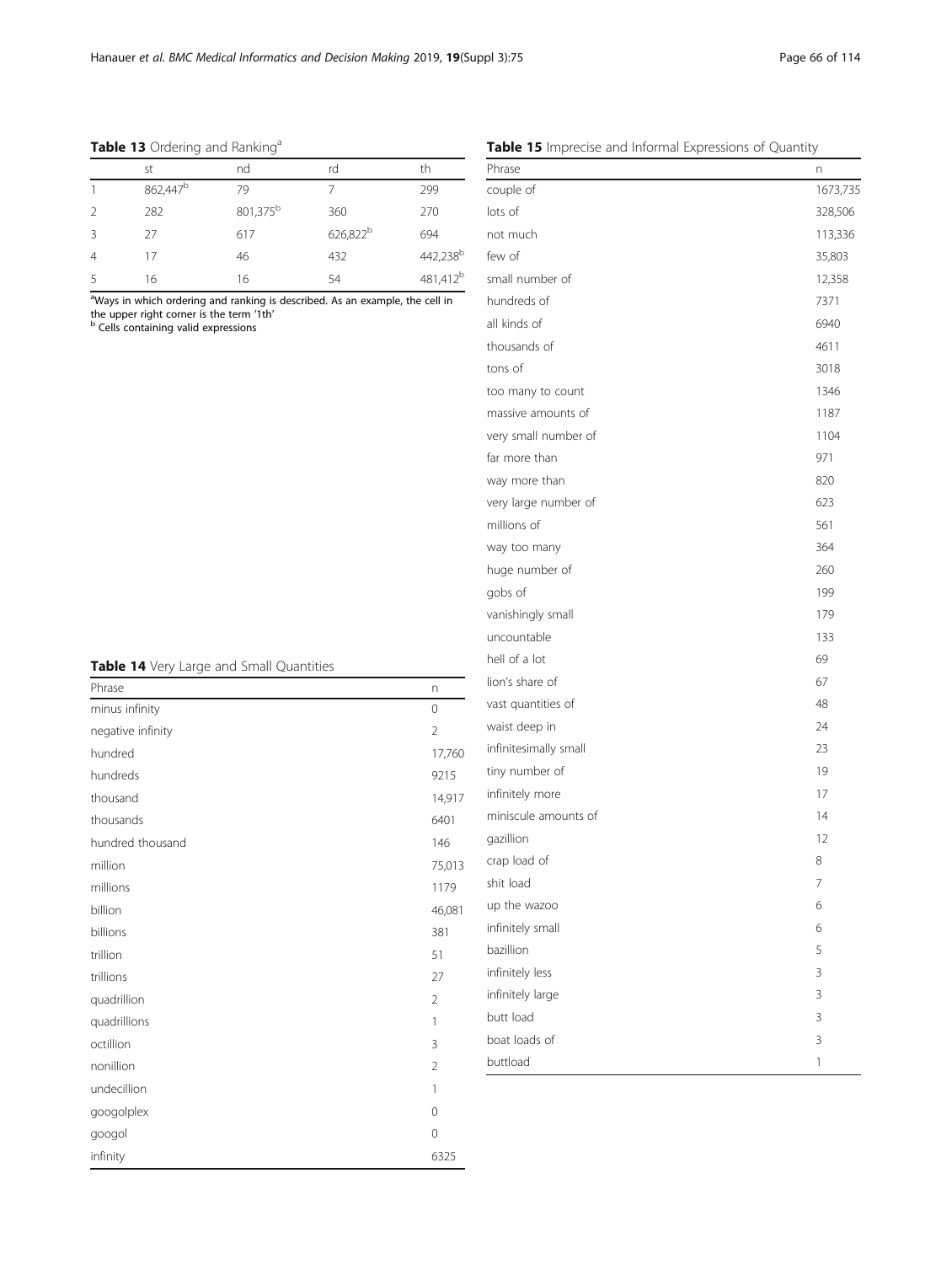**Table 13** Ordering and Ranking[a]

| | st | nd | rd | th |
|---|---|---|---|---|
| 1 | 862,447[b] | 79 | 7 | 299 |
| 2 | 282 | 801,375[b] | 360 | 270 |
| 3 | 27 | 617 | 626,822[b] | 694 |
| 4 | 17 | 46 | 432 | 442,238[b] |
| 5 | 16 | 16 | 54 | 481,412[b] |

[a]Ways in which ordering and ranking is described. As an example, the cell in the upper right corner is the term '1th'
[b] Cells containing valid expressions

**Table 14** Very Large and Small Quantities

| Phrase | n |
|---|---|
| minus infinity | 0 |
| negative infinity | 2 |
| hundred | 17,760 |
| hundreds | 9215 |
| thousand | 14,917 |
| thousands | 6401 |
| hundred thousand | 146 |
| million | 75,013 |
| millions | 1179 |
| billion | 46,081 |
| billions | 381 |
| trillion | 51 |
| trillions | 27 |
| quadrillion | 2 |
| quadrillions | 1 |
| octillion | 3 |
| nonillion | 2 |
| undecillion | 1 |
| googolplex | 0 |
| googol | 0 |
| infinity | 6325 |

**Table 15** Imprecise and Informal Expressions of Quantity

| Phrase | n |
|---|---|
| couple of | 1673,735 |
| lots of | 328,506 |
| not much | 113,336 |
| few of | 35,803 |
| small number of | 12,358 |
| hundreds of | 7371 |
| all kinds of | 6940 |
| thousands of | 4611 |
| tons of | 3018 |
| too many to count | 1346 |
| massive amounts of | 1187 |
| very small number of | 1104 |
| far more than | 971 |
| way more than | 820 |
| very large number of | 623 |
| millions of | 561 |
| way too many | 364 |
| huge number of | 260 |
| gobs of | 199 |
| vanishingly small | 179 |
| uncountable | 133 |
| hell of a lot | 69 |
| lion's share of | 67 |
| vast quantities of | 48 |
| waist deep in | 24 |
| infinitesimally small | 23 |
| tiny number of | 19 |
| infinitely more | 17 |
| miniscule amounts of | 14 |
| gazillion | 12 |
| crap load of | 8 |
| shit load | 7 |
| up the wazoo | 6 |
| infinitely small | 6 |
| bazillion | 5 |
| infinitely less | 3 |
| infinitely large | 3 |
| butt load | 3 |
| boat loads of | 3 |
| buttload | 1 |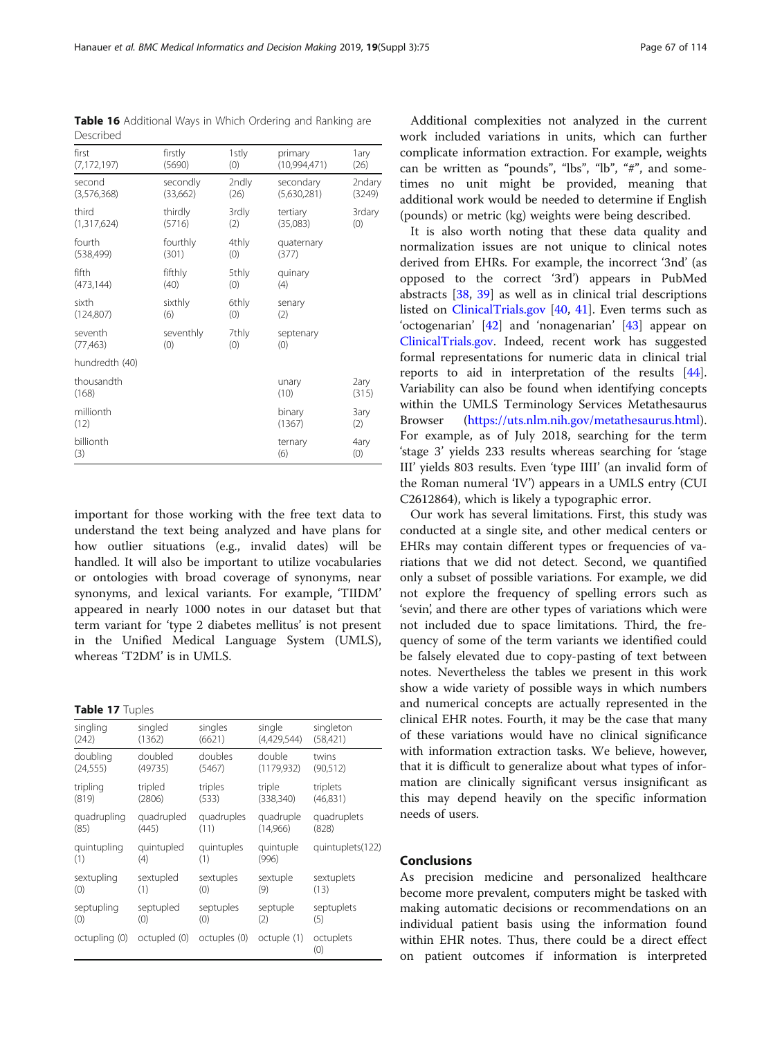**Table 16** Additional Ways in Which Ordering and Ranking are Described

| | | | | |
|---|---|---|---|---|
| first (7,172,197) | firstly (5690) | 1stly (0) | primary (10,994,471) | 1ary (26) |
| second (3,576,368) | secondly (33,662) | 2ndly (26) | secondary (5,630,281) | 2ndary (3249) |
| third (1,317,624) | thirdly (5716) | 3rdly (2) | tertiary (35,083) | 3rdary (0) |
| fourth (538,499) | fourthly (301) | 4thly (0) | quaternary (377) | |
| fifth (473,144) | fifthly (40) | 5thly (0) | quinary (4) | |
| sixth (124,807) | sixthly (6) | 6thly (0) | senary (2) | |
| seventh (77,463) | seventhly (0) | 7thly (0) | septenary (0) | |
| hundredth (40) | | | | |
| thousandth (168) | | | unary (10) | 2ary (315) |
| millionth (12) | | | binary (1367) | 3ary (2) |
| billionth (3) | | | ternary (6) | 4ary (0) |

important for those working with the free text data to understand the text being analyzed and have plans for how outlier situations (e.g., invalid dates) will be handled. It will also be important to utilize vocabularies or ontologies with broad coverage of synonyms, near synonyms, and lexical variants. For example, 'TIIDM' appeared in nearly 1000 notes in our dataset but that term variant for 'type 2 diabetes mellitus' is not present in the Unified Medical Language System (UMLS), whereas 'T2DM' is in UMLS.

**Table 17** Tuples

| | | | | |
|---|---|---|---|---|
| singling (242) | singled (1362) | singles (6621) | single (4,429,544) | singleton (58,421) |
| doubling (24,555) | doubled (49735) | doubles (5467) | double (1179,932) | twins (90,512) |
| tripling (819) | tripled (2806) | triples (533) | triple (338,340) | triplets (46,831) |
| quadrupling (85) | quadrupled (445) | quadruples (11) | quadruple (14,966) | quadruplets (828) |
| quintupling (1) | quintupled (4) | quintuples (1) | quintuple (996) | quintuplets(122) |
| sextupling (0) | sextupled (1) | sextuples (0) | sextuple (9) | sextuplets (13) |
| septupling (0) | septupled (0) | septuples (0) | septuple (2) | septuplets (5) |
| octupling (0) | octupled (0) | octuples (0) | octuple (1) | octuplets (0) |

Additional complexities not analyzed in the current work included variations in units, which can further complicate information extraction. For example, weights can be written as "pounds", "lbs", "lb", "#", and sometimes no unit might be provided, meaning that additional work would be needed to determine if English (pounds) or metric (kg) weights were being described.

It is also worth noting that these data quality and normalization issues are not unique to clinical notes derived from EHRs. For example, the incorrect '3nd' (as opposed to the correct '3rd') appears in PubMed abstracts [38, 39] as well as in clinical trial descriptions listed on ClinicalTrials.gov [40, 41]. Even terms such as 'octogenarian' [42] and 'nonagenarian' [43] appear on ClinicalTrials.gov. Indeed, recent work has suggested formal representations for numeric data in clinical trial reports to aid in interpretation of the results [44]. Variability can also be found when identifying concepts within the UMLS Terminology Services Metathesaurus Browser (https://uts.nlm.nih.gov/metathesaurus.html). For example, as of July 2018, searching for the term 'stage 3' yields 233 results whereas searching for 'stage III' yields 803 results. Even 'type IIII' (an invalid form of the Roman numeral 'IV') appears in a UMLS entry (CUI C2612864), which is likely a typographic error.

Our work has several limitations. First, this study was conducted at a single site, and other medical centers or EHRs may contain different types or frequencies of variations that we did not detect. Second, we quantified only a subset of possible variations. For example, we did not explore the frequency of spelling errors such as 'sevin', and there are other types of variations which were not included due to space limitations. Third, the frequency of some of the term variants we identified could be falsely elevated due to copy-pasting of text between notes. Nevertheless the tables we present in this work show a wide variety of possible ways in which numbers and numerical concepts are actually represented in the clinical EHR notes. Fourth, it may be the case that many of these variations would have no clinical significance with information extraction tasks. We believe, however, that it is difficult to generalize about what types of information are clinically significant versus insignificant as this may depend heavily on the specific information needs of users.

## Conclusions

As precision medicine and personalized healthcare become more prevalent, computers might be tasked with making automatic decisions or recommendations on an individual patient basis using the information found within EHR notes. Thus, there could be a direct effect on patient outcomes if information is interpreted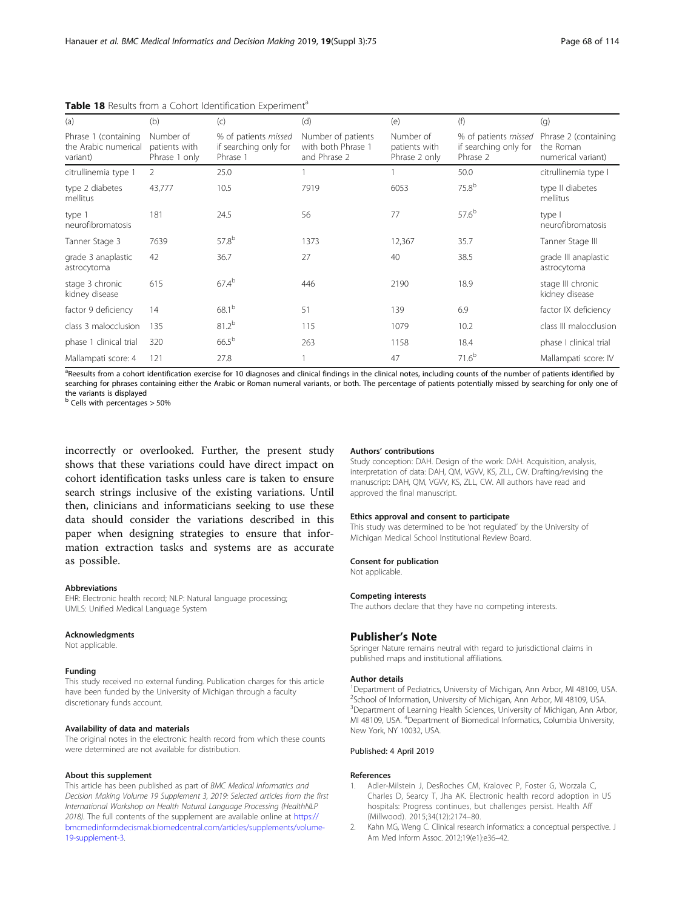**Table 18** Results from a Cohort Identification Experiment[a]

| (a) | (b) | (c) | (d) | (e) | (f) | (g) |
|---|---|---|---|---|---|---|
| Phrase 1 (containing the Arabic numerical variant) | Number of patients with Phrase 1 only | % of patients *missed* if searching only for Phrase 1 | Number of patients with both Phrase 1 and Phrase 2 | Number of patients with Phrase 2 only | % of patients *missed* if searching only for Phrase 2 | Phrase 2 (containing the Roman numerical variant) |
| citrullinemia type 1 | 2 | 25.0 | 1 | 1 | 50.0 | citrullinemia type I |
| type 2 diabetes mellitus | 43,777 | 10.5 | 7919 | 6053 | 75.8[b] | type II diabetes mellitus |
| type 1 neurofibromatosis | 181 | 24.5 | 56 | 77 | 57.6[b] | type I neurofibromatosis |
| Tanner Stage 3 | 7639 | 57.8[b] | 1373 | 12,367 | 35.7 | Tanner Stage III |
| grade 3 anaplastic astrocytoma | 42 | 36.7 | 27 | 40 | 38.5 | grade III anaplastic astrocytoma |
| stage 3 chronic kidney disease | 615 | 67.4[b] | 446 | 2190 | 18.9 | stage III chronic kidney disease |
| factor 9 deficiency | 14 | 68.1[b] | 51 | 139 | 6.9 | factor IX deficiency |
| class 3 malocclusion | 135 | 81.2[b] | 115 | 1079 | 10.2 | class III malocclusion |
| phase 1 clinical trial | 320 | 66.5[b] | 263 | 1158 | 18.4 | phase I clinical trial |
| Mallampati score: 4 | 121 | 27.8 | 1 | 47 | 71.6[b] | Mallampati score: IV |

[a]Reesults from a cohort identification exercise for 10 diagnoses and clinical findings in the clinical notes, including counts of the number of patients identified by searching for phrases containing either the Arabic or Roman numeral variants, or both. The percentage of patients potentially missed by searching for only one of the variants is displayed

[b] Cells with percentages > 50%

incorrectly or overlooked. Further, the present study shows that these variations could have direct impact on cohort identification tasks unless care is taken to ensure search strings inclusive of the existing variations. Until then, clinicians and informaticians seeking to use these data should consider the variations described in this paper when designing strategies to ensure that information extraction tasks and systems are as accurate as possible.

#### Abbreviations

EHR: Electronic health record; NLP: Natural language processing; UMLS: Unified Medical Language System

#### Acknowledgments

Not applicable.

#### Funding

This study received no external funding. Publication charges for this article have been funded by the University of Michigan through a faculty discretionary funds account.

#### Availability of data and materials

The original notes in the electronic health record from which these counts were determined are not available for distribution.

#### About this supplement

This article has been published as part of *BMC Medical Informatics and Decision Making Volume 19 Supplement 3, 2019: Selected articles from the first International Workshop on Health Natural Language Processing (HealthNLP 2018)*. The full contents of the supplement are available online at https://bmcmedinformdecismak.biomedcentral.com/articles/supplements/volume-19-supplement-3.

#### Authors' contributions

Study conception: DAH. Design of the work: DAH. Acquisition, analysis, interpretation of data: DAH, QM, VGVV, KS, ZLL, CW. Drafting/revising the manuscript: DAH, QM, VGVV, KS, ZLL, CW. All authors have read and approved the final manuscript.

#### Ethics approval and consent to participate

This study was determined to be 'not regulated' by the University of Michigan Medical School Institutional Review Board.

#### Consent for publication

Not applicable.

#### Competing interests

The authors declare that they have no competing interests.

## Publisher's Note

Springer Nature remains neutral with regard to jurisdictional claims in published maps and institutional affiliations.

#### Author details

[1]Department of Pediatrics, University of Michigan, Ann Arbor, MI 48109, USA. [2]School of Information, University of Michigan, Ann Arbor, MI 48109, USA. [3]Department of Learning Health Sciences, University of Michigan, Ann Arbor, MI 48109, USA. [4]Department of Biomedical Informatics, Columbia University, New York, NY 10032, USA.

Published: 4 April 2019

#### References

1. Adler-Milstein J, DesRoches CM, Kralovec P, Foster G, Worzala C, Charles D, Searcy T, Jha AK. Electronic health record adoption in US hospitals: Progress continues, but challenges persist. Health Aff (Millwood). 2015;34(12):2174–80.
2. Kahn MG, Weng C. Clinical research informatics: a conceptual perspective. J Am Med Inform Assoc. 2012;19(e1):e36–42.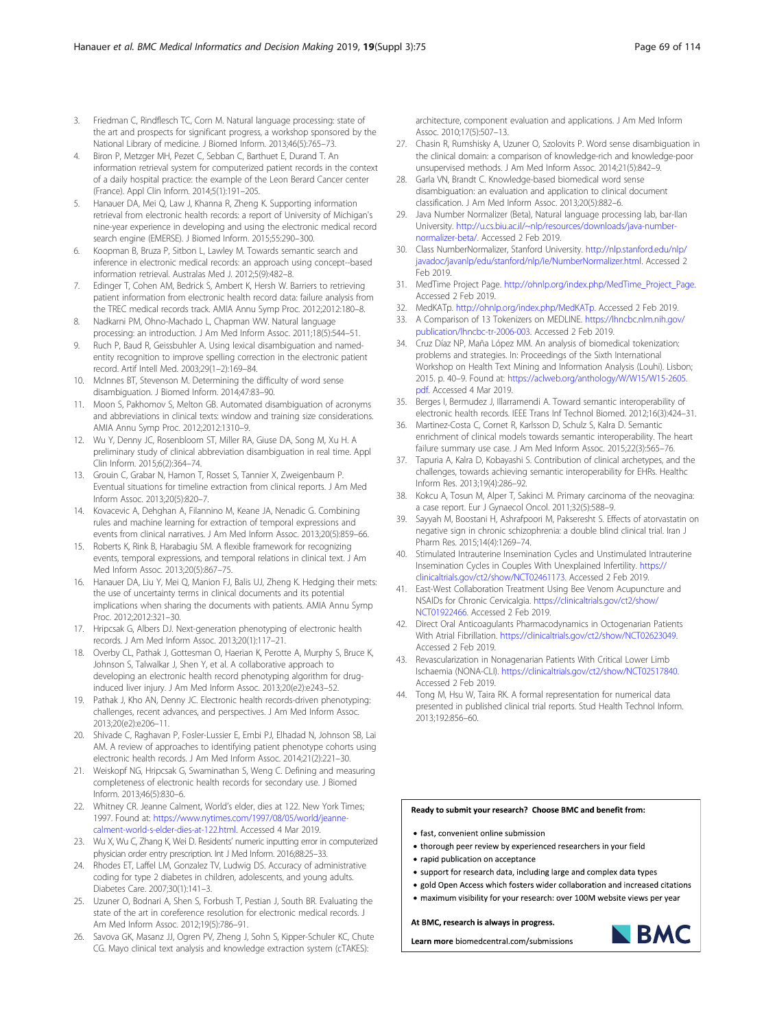3. Friedman C, Rindflesch TC, Corn M. Natural language processing: state of the art and prospects for significant progress, a workshop sponsored by the National Library of medicine. J Biomed Inform. 2013;46(5):765–73.
4. Biron P, Metzger MH, Pezet C, Sebban C, Barthuet E, Durand T. An information retrieval system for computerized patient records in the context of a daily hospital practice: the example of the Leon Berard Cancer center (France). Appl Clin Inform. 2014;5(1):191–205.
5. Hanauer DA, Mei Q, Law J, Khanna R, Zheng K. Supporting information retrieval from electronic health records: a report of University of Michigan's nine-year experience in developing and using the electronic medical record search engine (EMERSE). J Biomed Inform. 2015;55:290–300.
6. Koopman B, Bruza P, Sitbon L, Lawley M. Towards semantic search and inference in electronic medical records: an approach using concept--based information retrieval. Australas Med J. 2012;5(9):482–8.
7. Edinger T, Cohen AM, Bedrick S, Ambert K, Hersh W. Barriers to retrieving patient information from electronic health record data: failure analysis from the TREC medical records track. AMIA Annu Symp Proc. 2012;2012:180–8.
8. Nadkarni PM, Ohno-Machado L, Chapman WW. Natural language processing: an introduction. J Am Med Inform Assoc. 2011;18(5):544–51.
9. Ruch P, Baud R, Geissbuhler A. Using lexical disambiguation and named-entity recognition to improve spelling correction in the electronic patient record. Artif Intell Med. 2003;29(1–2):169–84.
10. McInnes BT, Stevenson M. Determining the difficulty of word sense disambiguation. J Biomed Inform. 2014;47:83–90.
11. Moon S, Pakhomov S, Melton GB. Automated disambiguation of acronyms and abbreviations in clinical texts: window and training size considerations. AMIA Annu Symp Proc. 2012;2012:1310–9.
12. Wu Y, Denny JC, Rosenbloom ST, Miller RA, Giuse DA, Song M, Xu H. A preliminary study of clinical abbreviation disambiguation in real time. Appl Clin Inform. 2015;6(2):364–74.
13. Grouin C, Grabar N, Hamon T, Rosset S, Tannier X, Zweigenbaum P. Eventual situations for timeline extraction from clinical reports. J Am Med Inform Assoc. 2013;20(5):820–7.
14. Kovacevic A, Dehghan A, Filannino M, Keane JA, Nenadic G. Combining rules and machine learning for extraction of temporal expressions and events from clinical narratives. J Am Med Inform Assoc. 2013;20(5):859–66.
15. Roberts K, Rink B, Harabagiu SM. A flexible framework for recognizing events, temporal expressions, and temporal relations in clinical text. J Am Med Inform Assoc. 2013;20(5):867–75.
16. Hanauer DA, Liu Y, Mei Q, Manion FJ, Balis UJ, Zheng K. Hedging their mets: the use of uncertainty terms in clinical documents and its potential implications when sharing the documents with patients. AMIA Annu Symp Proc. 2012;2012:321–30.
17. Hripcsak G, Albers DJ. Next-generation phenotyping of electronic health records. J Am Med Inform Assoc. 2013;20(1):117–21.
18. Overby CL, Pathak J, Gottesman O, Haerian K, Perotte A, Murphy S, Bruce K, Johnson S, Talwalkar J, Shen Y, et al. A collaborative approach to developing an electronic health record phenotyping algorithm for drug-induced liver injury. J Am Med Inform Assoc. 2013;20(e2):e243–52.
19. Pathak J, Kho AN, Denny JC. Electronic health records-driven phenotyping: challenges, recent advances, and perspectives. J Am Med Inform Assoc. 2013;20(e2):e206–11.
20. Shivade C, Raghavan P, Fosler-Lussier E, Embi PJ, Elhadad N, Johnson SB, Lai AM. A review of approaches to identifying patient phenotype cohorts using electronic health records. J Am Med Inform Assoc. 2014;21(2):221–30.
21. Weiskopf NG, Hripcsak G, Swaminathan S, Weng C. Defining and measuring completeness of electronic health records for secondary use. J Biomed Inform. 2013;46(5):830–6.
22. Whitney CR. Jeanne Calment, World's elder, dies at 122. New York Times; 1997. Found at: https://www.nytimes.com/1997/08/05/world/jeanne-calment-world-s-elder-dies-at-122.html. Accessed 4 Mar 2019.
23. Wu X, Wu C, Zhang K, Wei D. Residents' numeric inputting error in computerized physician order entry prescription. Int J Med Inform. 2016;88:25–33.
24. Rhodes ET, Laffel LM, Gonzalez TV, Ludwig DS. Accuracy of administrative coding for type 2 diabetes in children, adolescents, and young adults. Diabetes Care. 2007;30(1):141–3.
25. Uzuner O, Bodnari A, Shen S, Forbush T, Pestian J, South BR. Evaluating the state of the art in coreference resolution for electronic medical records. J Am Med Inform Assoc. 2012;19(5):786–91.
26. Savova GK, Masanz JJ, Ogren PV, Zheng J, Sohn S, Kipper-Schuler KC, Chute CG. Mayo clinical text analysis and knowledge extraction system (cTAKES): architecture, component evaluation and applications. J Am Med Inform Assoc. 2010;17(5):507–13.
27. Chasin R, Rumshisky A, Uzuner O, Szolovits P. Word sense disambiguation in the clinical domain: a comparison of knowledge-rich and knowledge-poor unsupervised methods. J Am Med Inform Assoc. 2014;21(5):842–9.
28. Garla VN, Brandt C. Knowledge-based biomedical word sense disambiguation: an evaluation and application to clinical document classification. J Am Med Inform Assoc. 2013;20(5):882–6.
29. Java Number Normalizer (Beta), Natural language processing lab, bar-Ilan University. http://u.cs.biu.ac.il/~nlp/resources/downloads/java-number-normalizer-beta/. Accessed 2 Feb 2019.
30. Class NumberNormalizer, Stanford University. http://nlp.stanford.edu/nlp/javadoc/javanlp/edu/stanford/nlp/ie/NumberNormalizer.html. Accessed 2 Feb 2019.
31. MedTime Project Page. http://ohnlp.org/index.php/MedTime_Project_Page. Accessed 2 Feb 2019.
32. MedKATp. http://ohnlp.org/index.php/MedKATp. Accessed 2 Feb 2019.
33. A Comparison of 13 Tokenizers on MEDLINE. https://lhncbc.nlm.nih.gov/publication/lhncbc-tr-2006-003. Accessed 2 Feb 2019.
34. Cruz Díaz NP, Maña López MM. An analysis of biomedical tokenization: problems and strategies. In: Proceedings of the Sixth International Workshop on Health Text Mining and Information Analysis (Louhi). Lisbon; 2015. p. 40–9. Found at: https://aclweb.org/anthology/W/W15/W15-2605.pdf. Accessed 4 Mar 2019.
35. Berges I, Bermudez J, Illarramendi A. Toward semantic interoperability of electronic health records. IEEE Trans Inf Technol Biomed. 2012;16(3):424–31.
36. Martinez-Costa C, Cornet R, Karlsson D, Schulz S, Kalra D. Semantic enrichment of clinical models towards semantic interoperability. The heart failure summary use case. J Am Med Inform Assoc. 2015;22(3):565–76.
37. Tapuria A, Kalra D, Kobayashi S. Contribution of clinical archetypes, and the challenges, towards achieving semantic interoperability for EHRs. Healthc Inform Res. 2013;19(4):286–92.
38. Kokcu A, Tosun M, Alper T, Sakinci M. Primary carcinoma of the neovagina: a case report. Eur J Gynaecol Oncol. 2011;32(5):588–9.
39. Sayyah M, Boostani H, Ashrafpoori M, Pakseresht S. Effects of atorvastatin on negative sign in chronic schizophrenia: a double blind clinical trial. Iran J Pharm Res. 2015;14(4):1269–74.
40. Stimulated Intrauterine Insemination Cycles and Unstimulated Intrauterine Insemination Cycles in Couples With Unexplained Infertility. https://clinicaltrials.gov/ct2/show/NCT02461173. Accessed 2 Feb 2019.
41. East-West Collaboration Treatment Using Bee Venom Acupuncture and NSAIDs for Chronic Cervicalgia. https://clinicaltrials.gov/ct2/show/NCT01922466. Accessed 2 Feb 2019.
42. Direct Oral Anticoagulants Pharmacodynamics in Octogenarian Patients With Atrial Fibrillation. https://clinicaltrials.gov/ct2/show/NCT02623049. Accessed 2 Feb 2019.
43. Revascularization in Nonagenarian Patients With Critical Lower Limb Ischaemia (NONA-CLI). https://clinicaltrials.gov/ct2/show/NCT02517840. Accessed 2 Feb 2019.
44. Tong M, Hsu W, Taira RK. A formal representation for numerical data presented in published clinical trial reports. Stud Health Technol Inform. 2013;192:856–60.

**Ready to submit your research? Choose BMC and benefit from:**

- fast, convenient online submission
- thorough peer review by experienced researchers in your field
- rapid publication on acceptance
- support for research data, including large and complex data types
- gold Open Access which fosters wider collaboration and increased citations
- maximum visibility for your research: over 100M website views per year

**At BMC, research is always in progress.**

**Learn more** biomedcentral.com/submissions

BMC